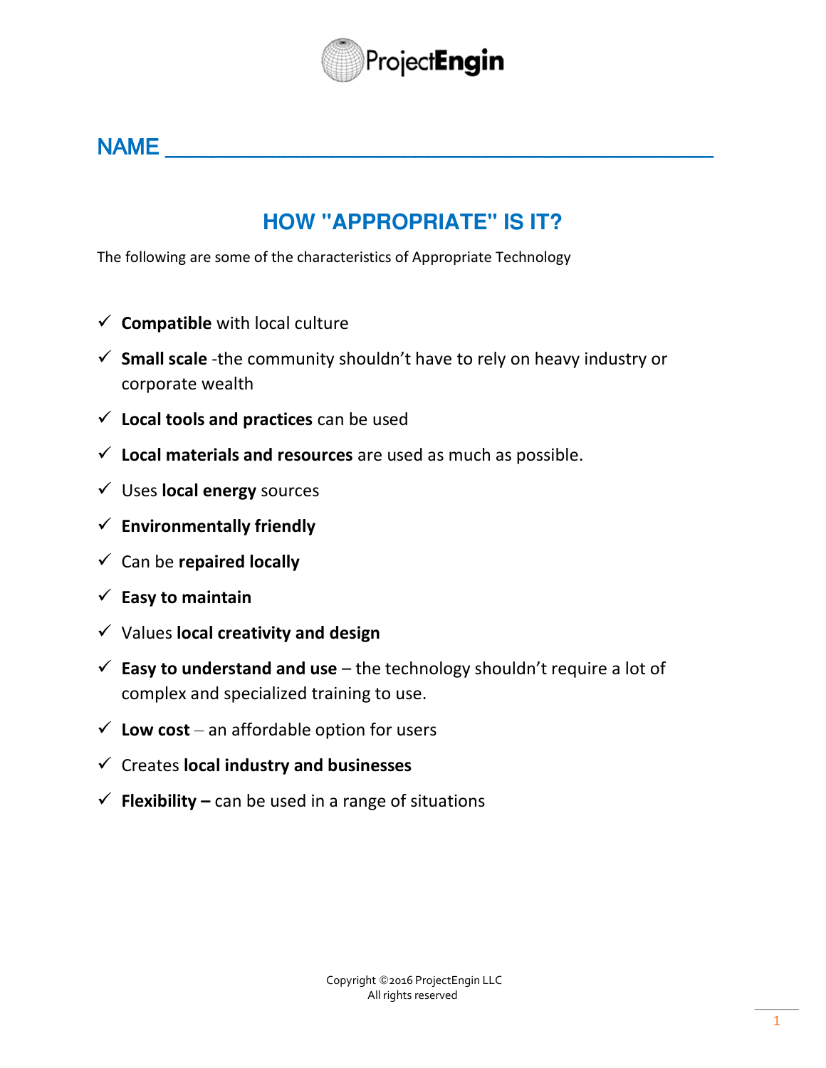ProjectEngin

NAME ______________________________________________

## HOW "APPROPRIATE" IS IT?

The following are some of the characteristics of Appropriate Technology

- ✓ **Compatible** with local culture
- ✓ **Small scale** -the community shouldn't have to rely on heavy industry or corporate wealth
- ✓ **Local tools and practices** can be used
- ✓ **Local materials and resources** are used as much as possible.
- ✓ Uses **local energy** sources
- ✓ **Environmentally friendly**
- ✓ Can be **repaired locally**
- ✓ **Easy to maintain**
- ✓ Values **local creativity and design**
- ✓ **Easy to understand and use** – the technology shouldn't require a lot of complex and specialized training to use.
- ✓ **Low cost** – an affordable option for users
- ✓ Creates **local industry and businesses**
- ✓ **Flexibility –** can be used in a range of situations

Copyright ©2016 ProjectEngin LLC
All rights reserved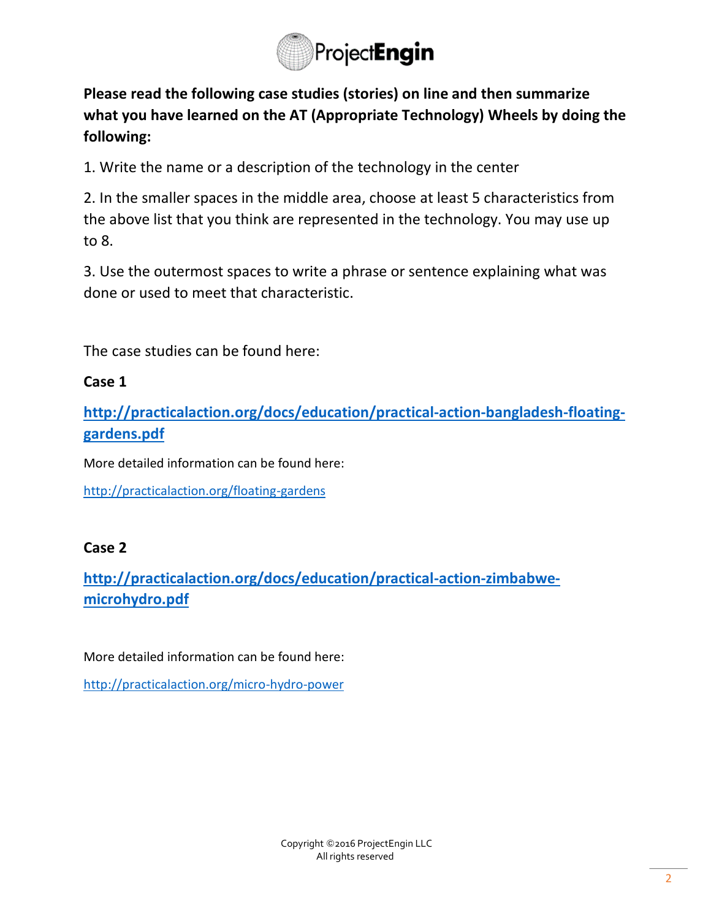**Please read the following case studies (stories) on line and then summarize what you have learned on the AT (Appropriate Technology) Wheels by doing the following:**

1. Write the name or a description of the technology in the center

2. In the smaller spaces in the middle area, choose at least 5 characteristics from the above list that you think are represented in the technology. You may use up to 8.

3. Use the outermost spaces to write a phrase or sentence explaining what was done or used to meet that characteristic.

The case studies can be found here:

**Case 1**

**[http://practicalaction.org/docs/education/practical-action-bangladesh-floating-gardens.pdf](http://practicalaction.org/docs/education/practical-action-bangladesh-floating-gardens.pdf)**

More detailed information can be found here:

[http://practicalaction.org/floating-gardens](http://practicalaction.org/floating-gardens)

**Case 2**

**[http://practicalaction.org/docs/education/practical-action-zimbabwe-microhydro.pdf](http://practicalaction.org/docs/education/practical-action-zimbabwe-microhydro.pdf)**

More detailed information can be found here:

[http://practicalaction.org/micro-hydro-power](http://practicalaction.org/micro-hydro-power)

Copyright ©2016 ProjectEngin LLC
All rights reserved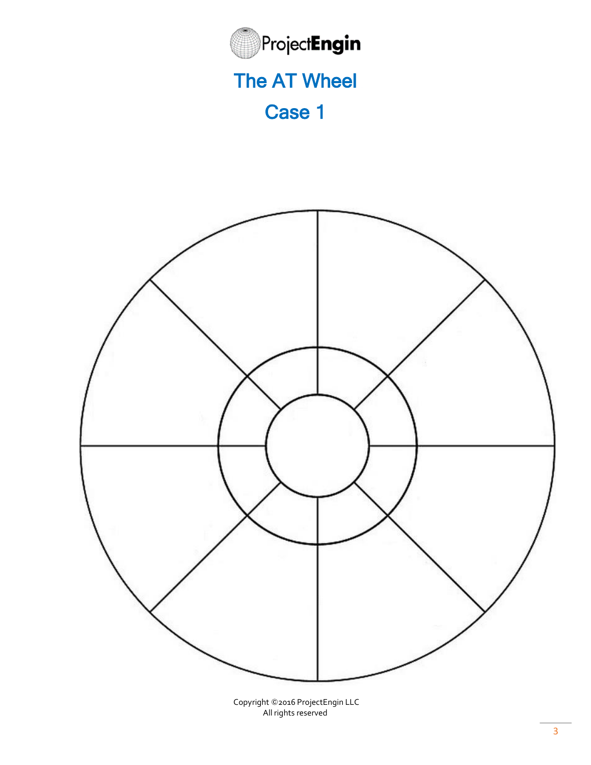ProjectEngin

# The AT Wheel

## Case 1

Copyright ©2016 ProjectEngin LLC
All rights reserved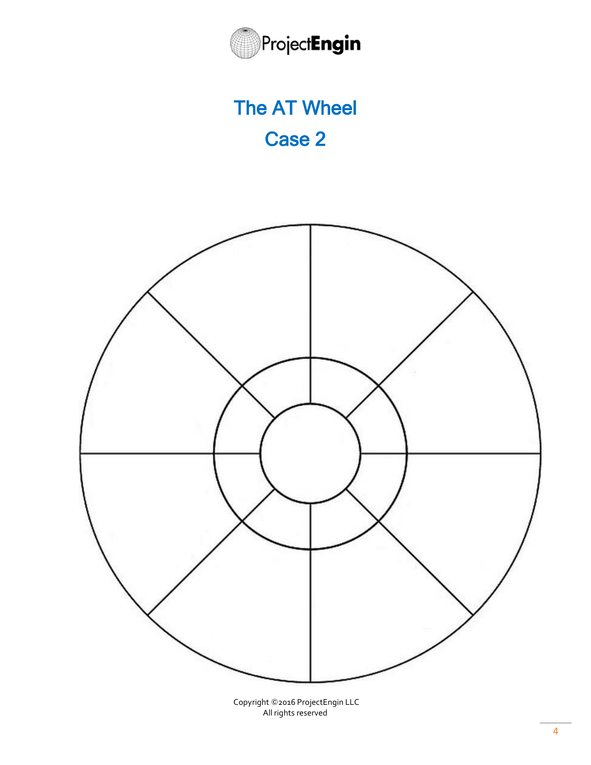# The AT Wheel

## Case 2

Copyright ©2016 ProjectEngin LLC
All rights reserved